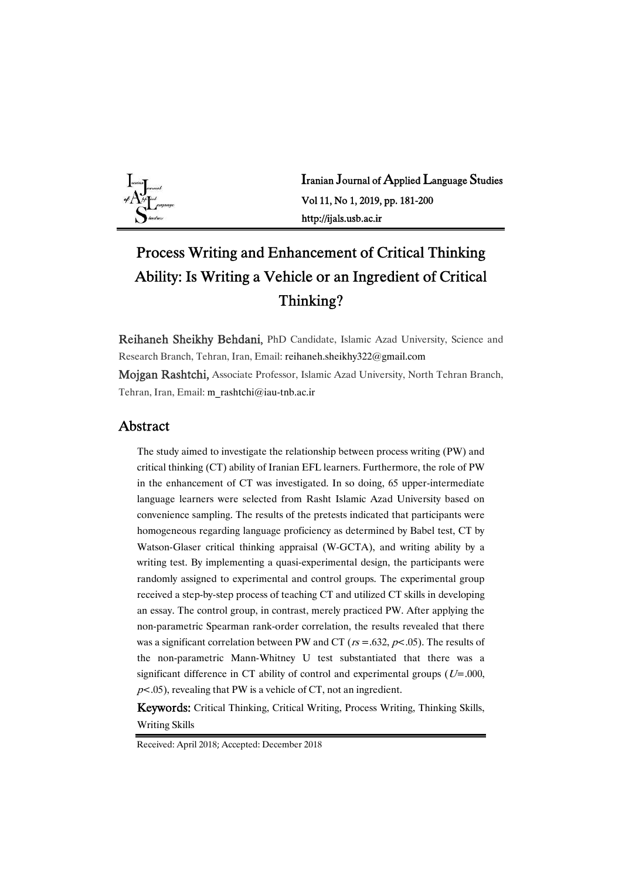# Process Writing and Enhancement of Critical Thinking Ability: Is Writing a Vehicle or an Ingredient of Critical Thinking?

**Reihaneh Sheikhy Behdani**, PhD Candidate, Islamic Azad University, Science and Research Branch, Tehran, Iran, Email: reihaneh.sheikhy322@gmail.com

**Mojgan Rashtchi,** Associate Professor, Islamic Azad University, North Tehran Branch, Tehran, Iran, Email: m_rashtchi@iau-tnb.ac.ir

## Abstract

The study aimed to investigate the relationship between process writing (PW) and critical thinking (CT) ability of Iranian EFL learners. Furthermore, the role of PW in the enhancement of CT was investigated. In so doing, 65 upper-intermediate language learners were selected from Rasht Islamic Azad University based on convenience sampling. The results of the pretests indicated that participants were homogeneous regarding language proficiency as determined by Babel test, CT by Watson-Glaser critical thinking appraisal (W-GCTA), and writing ability by a writing test. By implementing a quasi-experimental design, the participants were randomly assigned to experimental and control groups. The experimental group received a step-by-step process of teaching CT and utilized CT skills in developing an essay. The control group, in contrast, merely practiced PW. After applying the non-parametric Spearman rank-order correlation, the results revealed that there was a significant correlation between PW and CT ($r_s = .632$, $p < .05$). The results of the non-parametric Mann-Whitney U test substantiated that there was a significant difference in CT ability of control and experimental groups ($U = .000$, $p < .05$), revealing that PW is a vehicle of CT, not an ingredient.

**Keywords:** Critical Thinking, Critical Writing, Process Writing, Thinking Skills, Writing Skills

Received: April 2018; Accepted: December 2018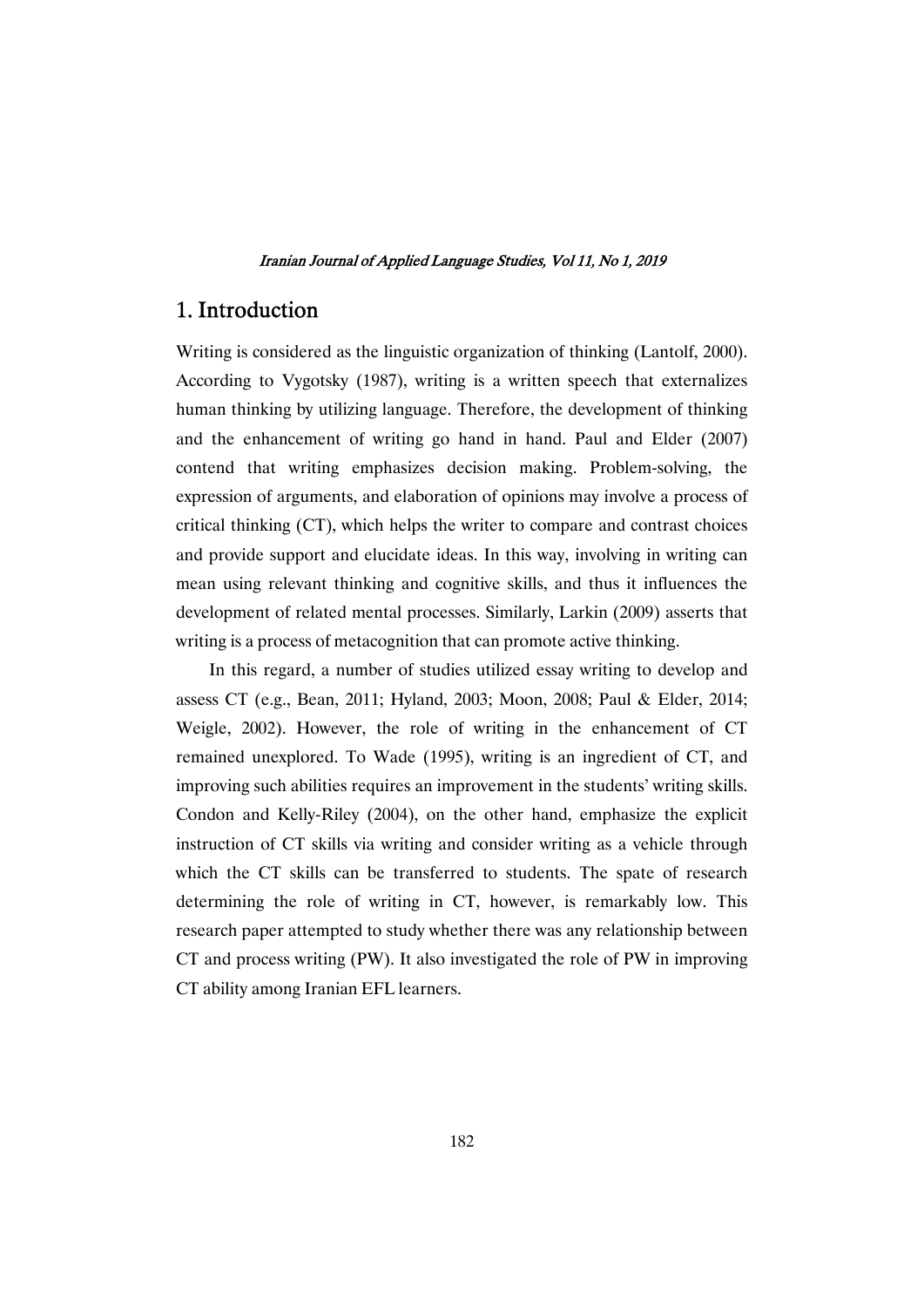## 1. Introduction

Writing is considered as the linguistic organization of thinking (Lantolf, 2000). According to Vygotsky (1987), writing is a written speech that externalizes human thinking by utilizing language. Therefore, the development of thinking and the enhancement of writing go hand in hand. Paul and Elder (2007) contend that writing emphasizes decision making. Problem-solving, the expression of arguments, and elaboration of opinions may involve a process of critical thinking (CT), which helps the writer to compare and contrast choices and provide support and elucidate ideas. In this way, involving in writing can mean using relevant thinking and cognitive skills, and thus it influences the development of related mental processes. Similarly, Larkin (2009) asserts that writing is a process of metacognition that can promote active thinking.

In this regard, a number of studies utilized essay writing to develop and assess CT (e.g., Bean, 2011; Hyland, 2003; Moon, 2008; Paul & Elder, 2014; Weigle, 2002). However, the role of writing in the enhancement of CT remained unexplored. To Wade (1995), writing is an ingredient of CT, and improving such abilities requires an improvement in the students' writing skills. Condon and Kelly-Riley (2004), on the other hand, emphasize the explicit instruction of CT skills via writing and consider writing as a vehicle through which the CT skills can be transferred to students. The spate of research determining the role of writing in CT, however, is remarkably low. This research paper attempted to study whether there was any relationship between CT and process writing (PW). It also investigated the role of PW in improving CT ability among Iranian EFL learners.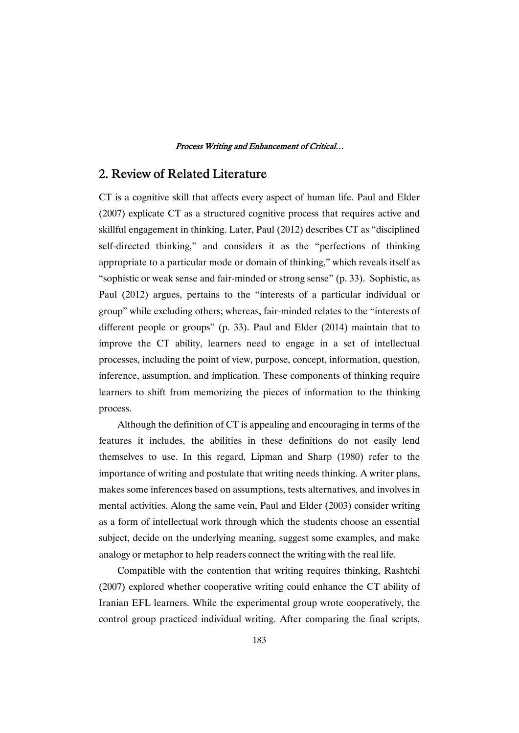## 2. Review of Related Literature

CT is a cognitive skill that affects every aspect of human life. Paul and Elder (2007) explicate CT as a structured cognitive process that requires active and skillful engagement in thinking. Later, Paul (2012) describes CT as "disciplined self-directed thinking," and considers it as the "perfections of thinking appropriate to a particular mode or domain of thinking," which reveals itself as "sophistic or weak sense and fair-minded or strong sense" (p. 33). Sophistic, as Paul (2012) argues, pertains to the "interests of a particular individual or group" while excluding others; whereas, fair-minded relates to the "interests of different people or groups" (p. 33). Paul and Elder (2014) maintain that to improve the CT ability, learners need to engage in a set of intellectual processes, including the point of view, purpose, concept, information, question, inference, assumption, and implication. These components of thinking require learners to shift from memorizing the pieces of information to the thinking process.

Although the definition of CT is appealing and encouraging in terms of the features it includes, the abilities in these definitions do not easily lend themselves to use. In this regard, Lipman and Sharp (1980) refer to the importance of writing and postulate that writing needs thinking. A writer plans, makes some inferences based on assumptions, tests alternatives, and involves in mental activities. Along the same vein, Paul and Elder (2003) consider writing as a form of intellectual work through which the students choose an essential subject, decide on the underlying meaning, suggest some examples, and make analogy or metaphor to help readers connect the writing with the real life.

Compatible with the contention that writing requires thinking, Rashtchi (2007) explored whether cooperative writing could enhance the CT ability of Iranian EFL learners. While the experimental group wrote cooperatively, the control group practiced individual writing. After comparing the final scripts,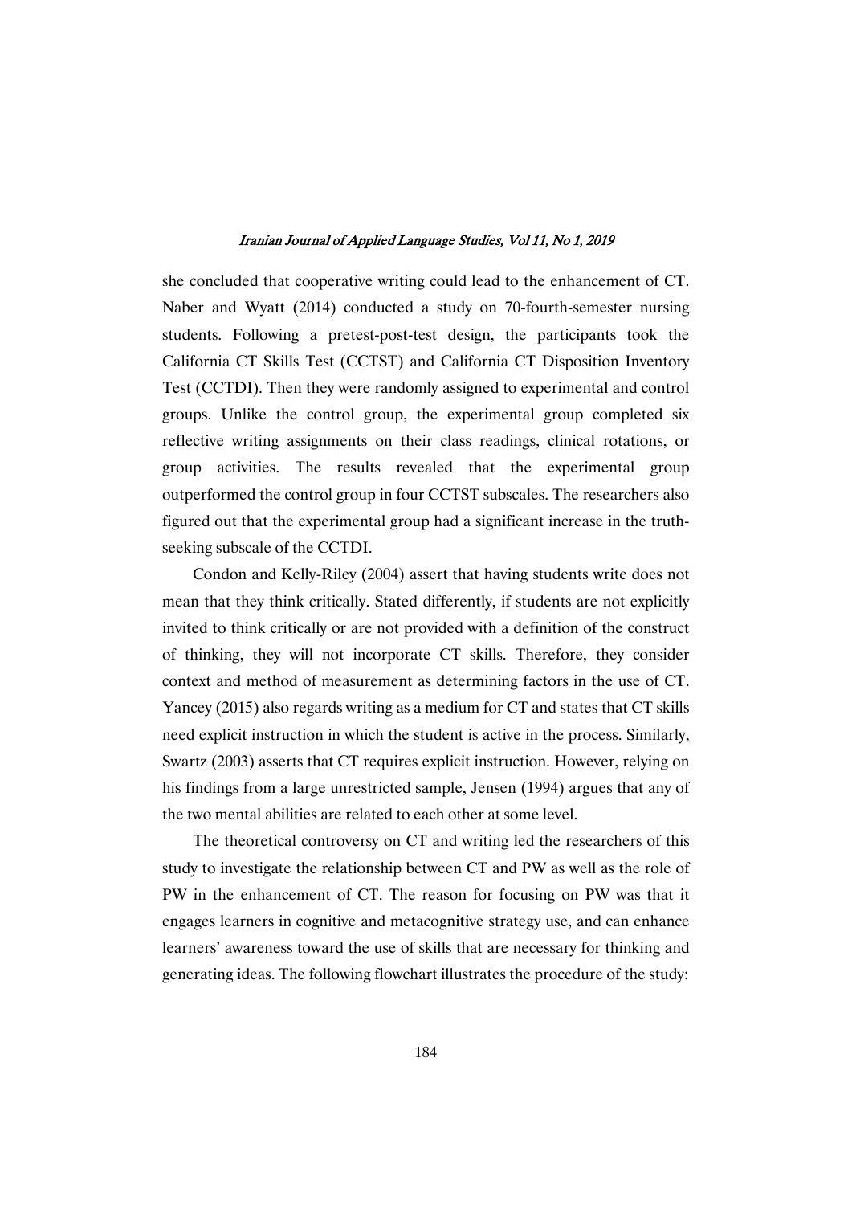she concluded that cooperative writing could lead to the enhancement of CT. Naber and Wyatt (2014) conducted a study on 70-fourth-semester nursing students. Following a pretest-post-test design, the participants took the California CT Skills Test (CCTST) and California CT Disposition Inventory Test (CCTDI). Then they were randomly assigned to experimental and control groups. Unlike the control group, the experimental group completed six reflective writing assignments on their class readings, clinical rotations, or group activities. The results revealed that the experimental group outperformed the control group in four CCTST subscales. The researchers also figured out that the experimental group had a significant increase in the truth-seeking subscale of the CCTDI.

Condon and Kelly-Riley (2004) assert that having students write does not mean that they think critically. Stated differently, if students are not explicitly invited to think critically or are not provided with a definition of the construct of thinking, they will not incorporate CT skills. Therefore, they consider context and method of measurement as determining factors in the use of CT. Yancey (2015) also regards writing as a medium for CT and states that CT skills need explicit instruction in which the student is active in the process. Similarly, Swartz (2003) asserts that CT requires explicit instruction. However, relying on his findings from a large unrestricted sample, Jensen (1994) argues that any of the two mental abilities are related to each other at some level.

The theoretical controversy on CT and writing led the researchers of this study to investigate the relationship between CT and PW as well as the role of PW in the enhancement of CT. The reason for focusing on PW was that it engages learners in cognitive and metacognitive strategy use, and can enhance learners' awareness toward the use of skills that are necessary for thinking and generating ideas. The following flowchart illustrates the procedure of the study: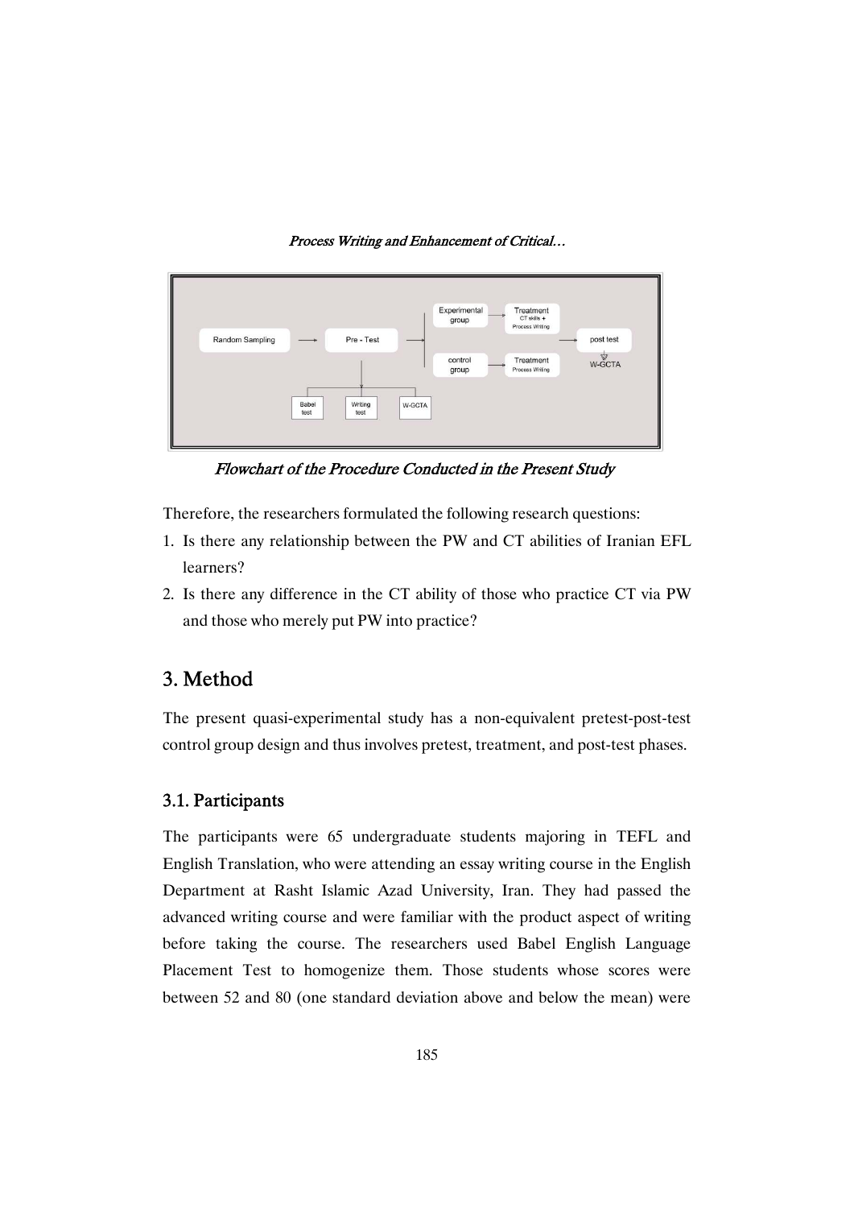*Flowchart of the Procedure Conducted in the Present Study*

Therefore, the researchers formulated the following research questions:

1. Is there any relationship between the PW and CT abilities of Iranian EFL learners?
2. Is there any difference in the CT ability of those who practice CT via PW and those who merely put PW into practice?

## 3. Method

The present quasi-experimental study has a non-equivalent pretest-post-test control group design and thus involves pretest, treatment, and post-test phases.

### 3.1. Participants

The participants were 65 undergraduate students majoring in TEFL and English Translation, who were attending an essay writing course in the English Department at Rasht Islamic Azad University, Iran. They had passed the advanced writing course and were familiar with the product aspect of writing before taking the course. The researchers used Babel English Language Placement Test to homogenize them. Those students whose scores were between 52 and 80 (one standard deviation above and below the mean) were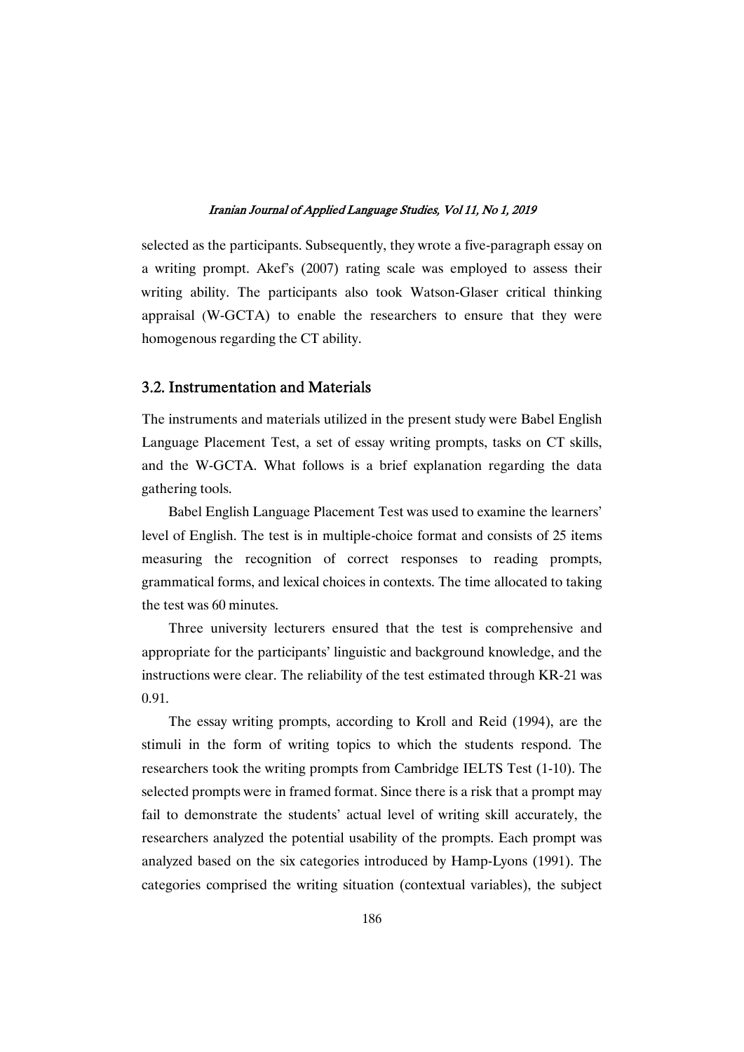selected as the participants. Subsequently, they wrote a five-paragraph essay on a writing prompt. Akef's (2007) rating scale was employed to assess their writing ability. The participants also took Watson-Glaser critical thinking appraisal (W-GCTA) to enable the researchers to ensure that they were homogenous regarding the CT ability.

### 3.2. Instrumentation and Materials

The instruments and materials utilized in the present study were Babel English Language Placement Test, a set of essay writing prompts, tasks on CT skills, and the W-GCTA. What follows is a brief explanation regarding the data gathering tools.

Babel English Language Placement Test was used to examine the learners' level of English. The test is in multiple-choice format and consists of 25 items measuring the recognition of correct responses to reading prompts, grammatical forms, and lexical choices in contexts. The time allocated to taking the test was 60 minutes.

Three university lecturers ensured that the test is comprehensive and appropriate for the participants' linguistic and background knowledge, and the instructions were clear. The reliability of the test estimated through KR-21 was 0.91.

The essay writing prompts, according to Kroll and Reid (1994), are the stimuli in the form of writing topics to which the students respond. The researchers took the writing prompts from Cambridge IELTS Test (1-10). The selected prompts were in framed format. Since there is a risk that a prompt may fail to demonstrate the students' actual level of writing skill accurately, the researchers analyzed the potential usability of the prompts. Each prompt was analyzed based on the six categories introduced by Hamp-Lyons (1991). The categories comprised the writing situation (contextual variables), the subject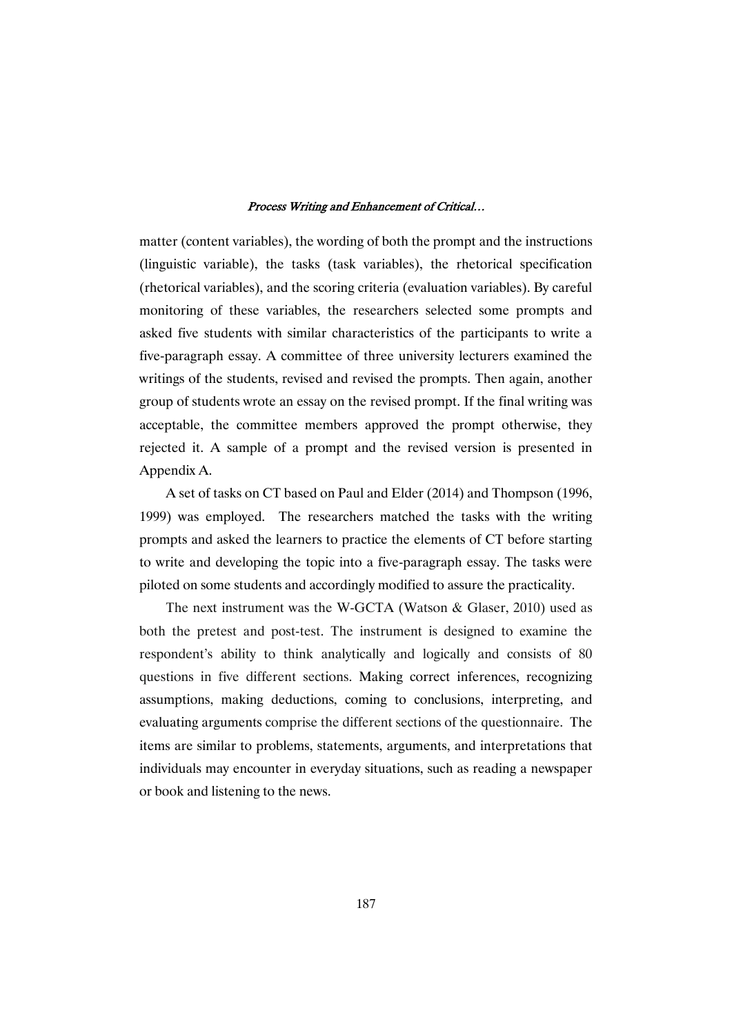matter (content variables), the wording of both the prompt and the instructions (linguistic variable), the tasks (task variables), the rhetorical specification (rhetorical variables), and the scoring criteria (evaluation variables). By careful monitoring of these variables, the researchers selected some prompts and asked five students with similar characteristics of the participants to write a five-paragraph essay. A committee of three university lecturers examined the writings of the students, revised and revised the prompts. Then again, another group of students wrote an essay on the revised prompt. If the final writing was acceptable, the committee members approved the prompt otherwise, they rejected it. A sample of a prompt and the revised version is presented in Appendix A.

A set of tasks on CT based on Paul and Elder (2014) and Thompson (1996, 1999) was employed. The researchers matched the tasks with the writing prompts and asked the learners to practice the elements of CT before starting to write and developing the topic into a five-paragraph essay. The tasks were piloted on some students and accordingly modified to assure the practicality.

The next instrument was the W-GCTA (Watson & Glaser, 2010) used as both the pretest and post-test. The instrument is designed to examine the respondent's ability to think analytically and logically and consists of 80 questions in five different sections. Making correct inferences, recognizing assumptions, making deductions, coming to conclusions, interpreting, and evaluating arguments comprise the different sections of the questionnaire. The items are similar to problems, statements, arguments, and interpretations that individuals may encounter in everyday situations, such as reading a newspaper or book and listening to the news.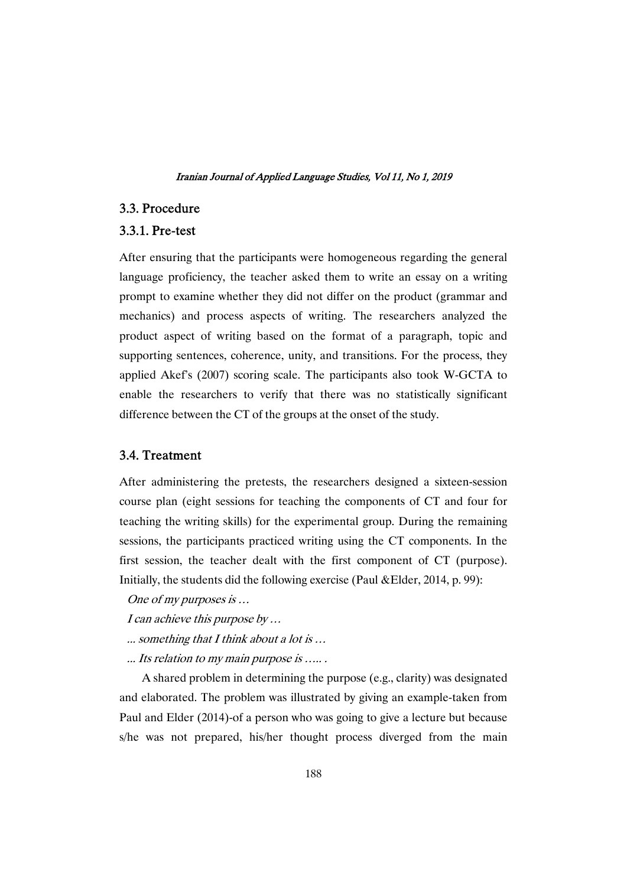## 3.3. Procedure

### 3.3.1. Pre-test

After ensuring that the participants were homogeneous regarding the general language proficiency, the teacher asked them to write an essay on a writing prompt to examine whether they did not differ on the product (grammar and mechanics) and process aspects of writing. The researchers analyzed the product aspect of writing based on the format of a paragraph, topic and supporting sentences, coherence, unity, and transitions. For the process, they applied Akef's (2007) scoring scale. The participants also took W-GCTA to enable the researchers to verify that there was no statistically significant difference between the CT of the groups at the onset of the study.

## 3.4. Treatment

After administering the pretests, the researchers designed a sixteen-session course plan (eight sessions for teaching the components of CT and four for teaching the writing skills) for the experimental group. During the remaining sessions, the participants practiced writing using the CT components. In the first session, the teacher dealt with the first component of CT (purpose). Initially, the students did the following exercise (Paul &Elder, 2014, p. 99):

*One of my purposes is …*

*I can achieve this purpose by …*

*... something that I think about a lot is …*

*... Its relation to my main purpose is ….. .*

A shared problem in determining the purpose (e.g., clarity) was designated and elaborated. The problem was illustrated by giving an example-taken from Paul and Elder (2014)-of a person who was going to give a lecture but because s/he was not prepared, his/her thought process diverged from the main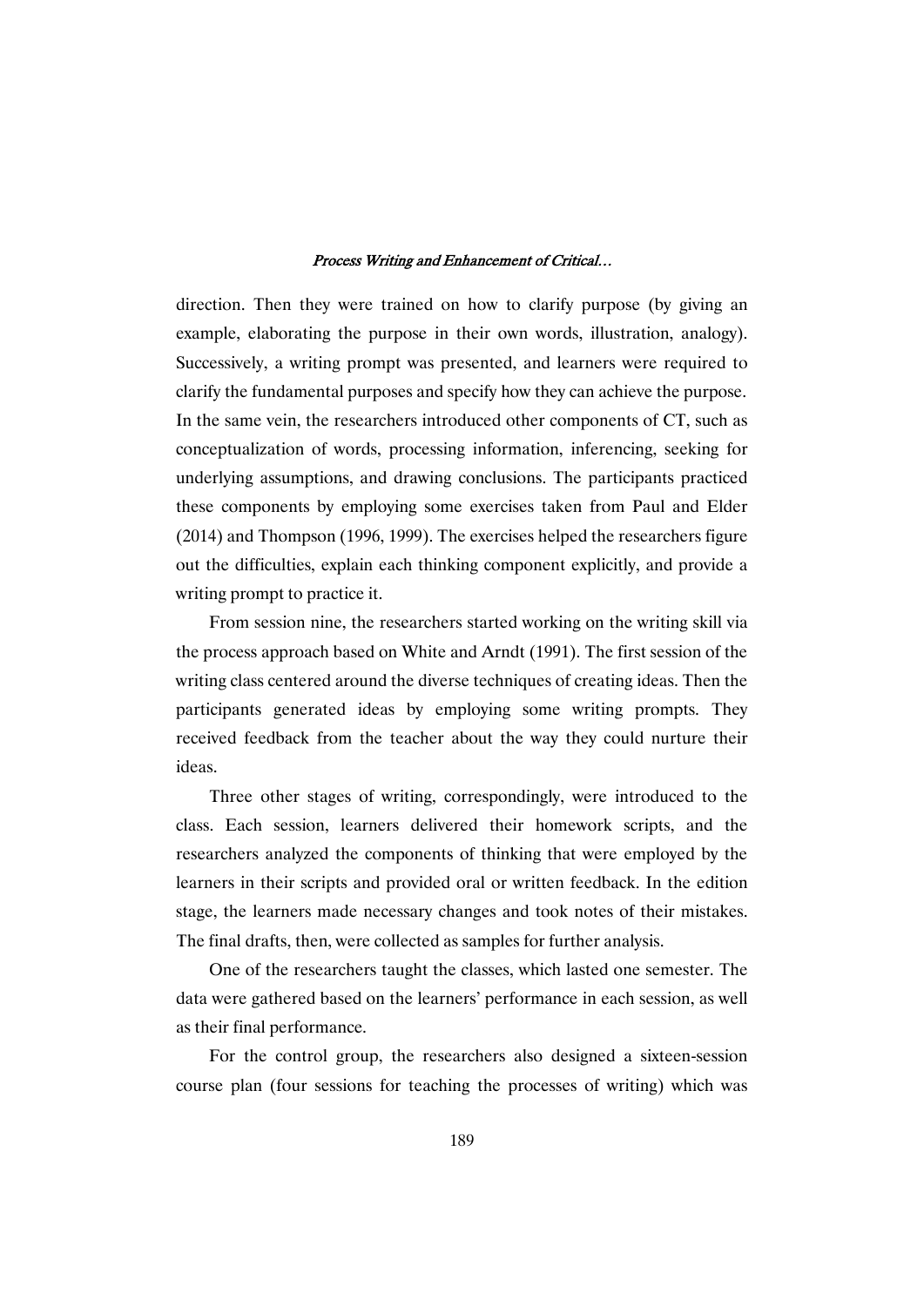direction. Then they were trained on how to clarify purpose (by giving an example, elaborating the purpose in their own words, illustration, analogy). Successively, a writing prompt was presented, and learners were required to clarify the fundamental purposes and specify how they can achieve the purpose. In the same vein, the researchers introduced other components of CT, such as conceptualization of words, processing information, inferencing, seeking for underlying assumptions, and drawing conclusions. The participants practiced these components by employing some exercises taken from Paul and Elder (2014) and Thompson (1996, 1999). The exercises helped the researchers figure out the difficulties, explain each thinking component explicitly, and provide a writing prompt to practice it.

From session nine, the researchers started working on the writing skill via the process approach based on White and Arndt (1991). The first session of the writing class centered around the diverse techniques of creating ideas. Then the participants generated ideas by employing some writing prompts. They received feedback from the teacher about the way they could nurture their ideas.

Three other stages of writing, correspondingly, were introduced to the class. Each session, learners delivered their homework scripts, and the researchers analyzed the components of thinking that were employed by the learners in their scripts and provided oral or written feedback. In the edition stage, the learners made necessary changes and took notes of their mistakes. The final drafts, then, were collected as samples for further analysis.

One of the researchers taught the classes, which lasted one semester. The data were gathered based on the learners' performance in each session, as well as their final performance.

For the control group, the researchers also designed a sixteen-session course plan (four sessions for teaching the processes of writing) which was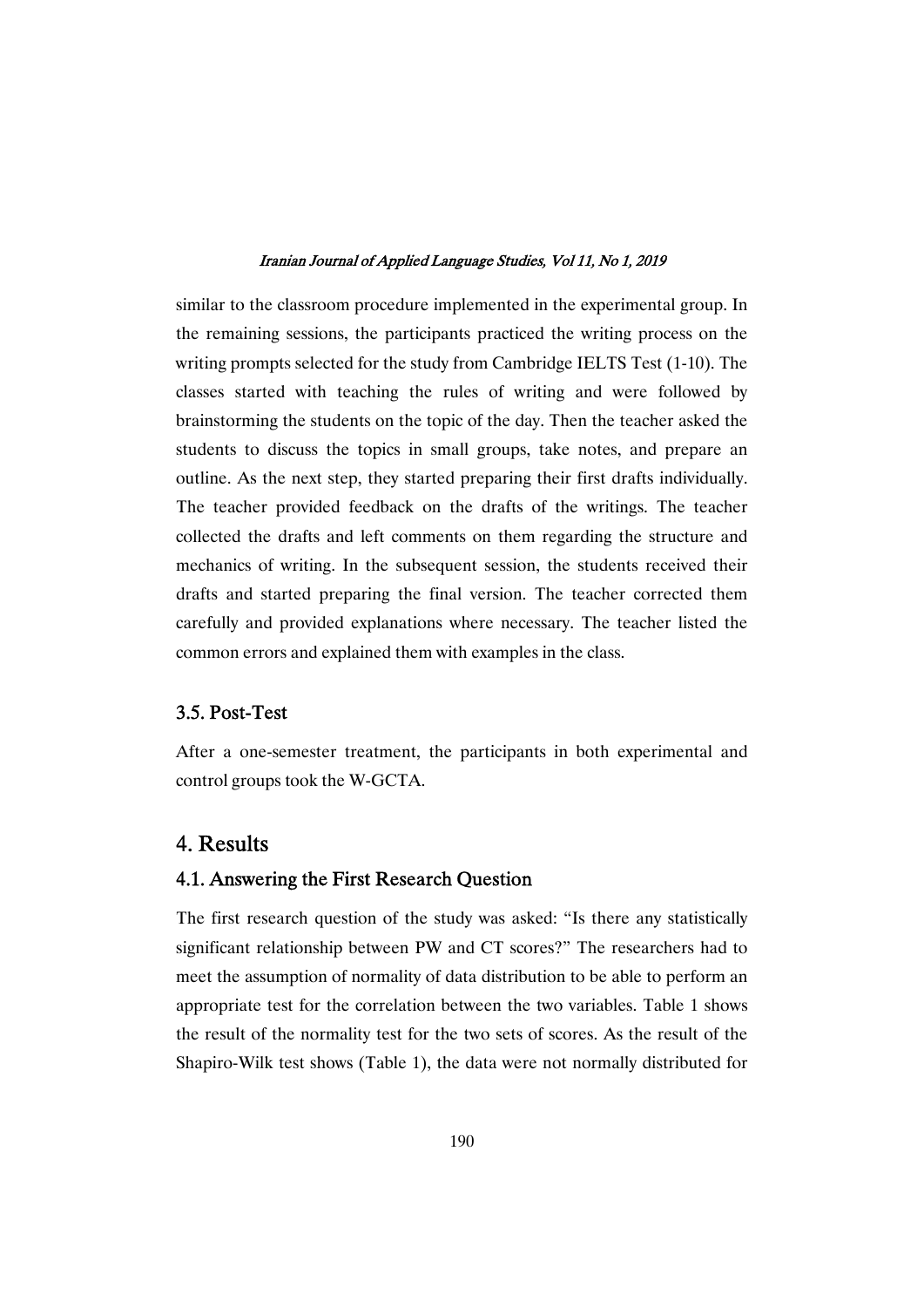similar to the classroom procedure implemented in the experimental group. In the remaining sessions, the participants practiced the writing process on the writing prompts selected for the study from Cambridge IELTS Test (1-10). The classes started with teaching the rules of writing and were followed by brainstorming the students on the topic of the day. Then the teacher asked the students to discuss the topics in small groups, take notes, and prepare an outline. As the next step, they started preparing their first drafts individually. The teacher provided feedback on the drafts of the writings. The teacher collected the drafts and left comments on them regarding the structure and mechanics of writing. In the subsequent session, the students received their drafts and started preparing the final version. The teacher corrected them carefully and provided explanations where necessary. The teacher listed the common errors and explained them with examples in the class.

### 3.5. Post-Test

After a one-semester treatment, the participants in both experimental and control groups took the W-GCTA.

## 4. Results

### 4.1. Answering the First Research Question

The first research question of the study was asked: "Is there any statistically significant relationship between PW and CT scores?" The researchers had to meet the assumption of normality of data distribution to be able to perform an appropriate test for the correlation between the two variables. Table 1 shows the result of the normality test for the two sets of scores. As the result of the Shapiro-Wilk test shows (Table 1), the data were not normally distributed for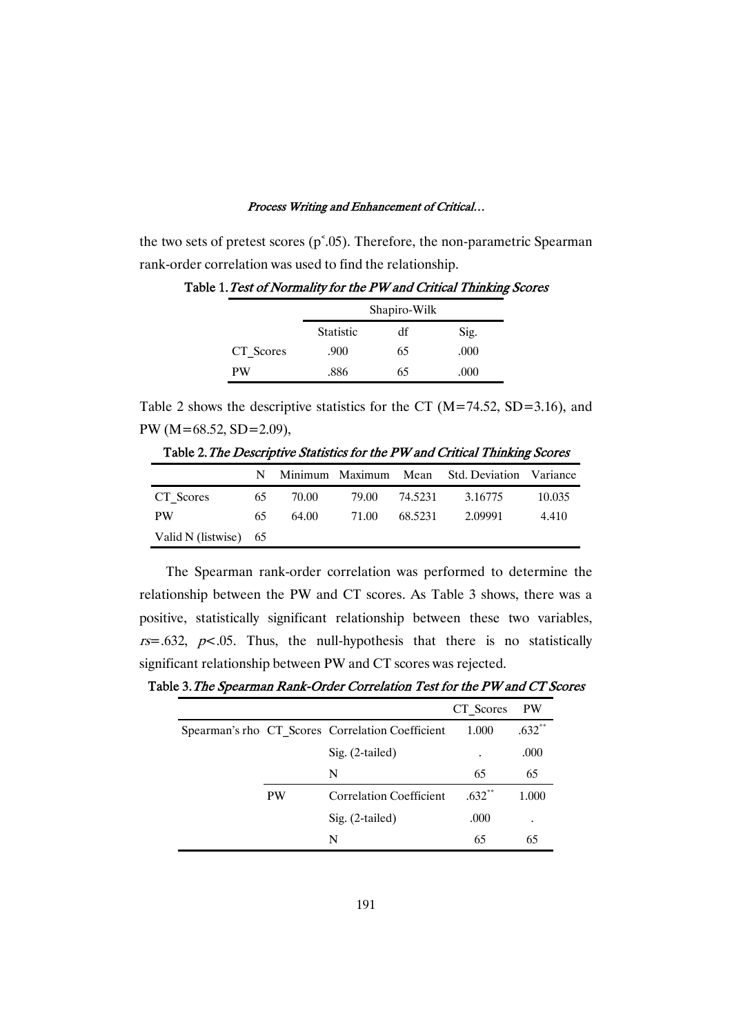the two sets of pretest scores (p˂.05). Therefore, the non-parametric Spearman rank-order correlation was used to find the relationship.

**Table 1.** ***Test of Normality for the PW and Critical Thinking Scores***

| | Shapiro-Wilk | | |
|---|---|---|---|
| | Statistic | df | Sig. |
| CT_Scores | .900 | 65 | .000 |
| PW | .886 | 65 | .000 |

Table 2 shows the descriptive statistics for the CT (M=74.52, SD=3.16), and PW (M=68.52, SD=2.09),

**Table 2.** ***The Descriptive Statistics for the PW and Critical Thinking Scores***

| | N | Minimum | Maximum | Mean | Std. Deviation | Variance |
|---|---|---|---|---|---|---|
| CT_Scores | 65 | 70.00 | 79.00 | 74.5231 | 3.16775 | 10.035 |
| PW | 65 | 64.00 | 71.00 | 68.5231 | 2.09991 | 4.410 |
| Valid N (listwise) | 65 | | | | | |

The Spearman rank-order correlation was performed to determine the relationship between the PW and CT scores. As Table 3 shows, there was a positive, statistically significant relationship between these two variables, *rs*=.632, *p*<.05. Thus, the null-hypothesis that there is no statistically significant relationship between PW and CT scores was rejected.

**Table 3.** ***The Spearman Rank-Order Correlation Test for the PW and CT Scores***

| | | | CT_Scores | PW |
|---|---|---|---|---|
| Spearman's rho | CT_Scores | Correlation Coefficient | 1.000 | .632** |
| | | Sig. (2-tailed) | . | .000 |
| | | N | 65 | 65 |
| | PW | Correlation Coefficient | .632** | 1.000 |
| | | Sig. (2-tailed) | .000 | . |
| | | N | 65 | 65 |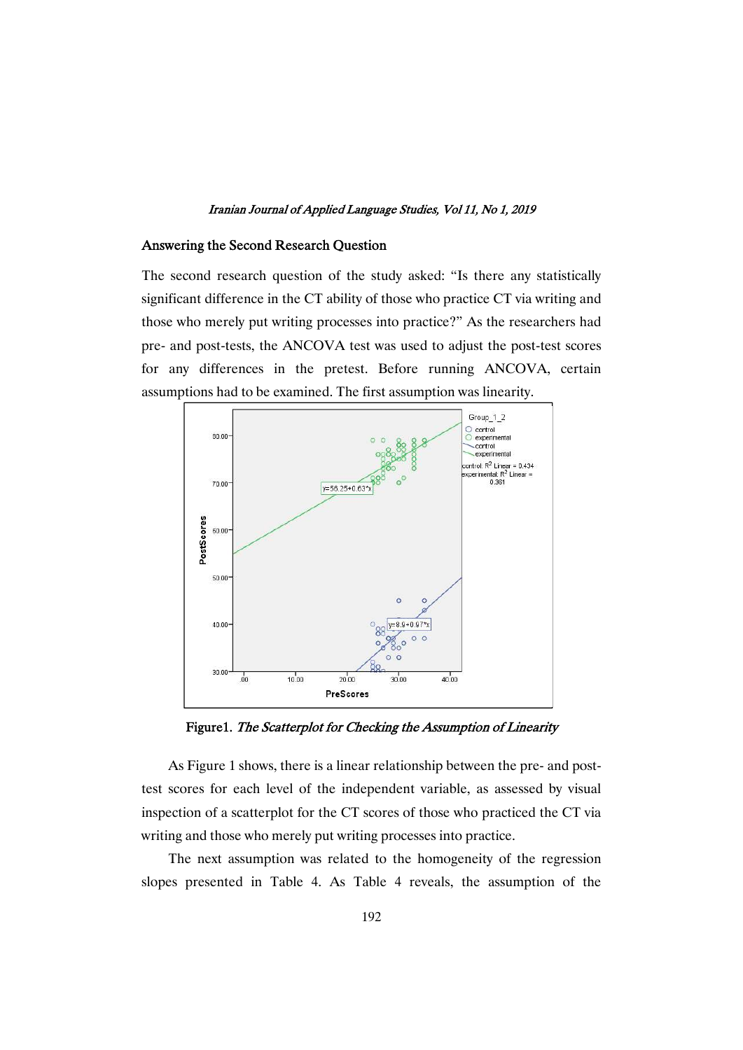## Answering the Second Research Question

The second research question of the study asked: "Is there any statistically significant difference in the CT ability of those who practice CT via writing and those who merely put writing processes into practice?" As the researchers had pre- and post-tests, the ANCOVA test was used to adjust the post-test scores for any differences in the pretest. Before running ANCOVA, certain assumptions had to be examined. The first assumption was linearity.

**Figure1.** *The Scatterplot for Checking the Assumption of Linearity*

As Figure 1 shows, there is a linear relationship between the pre- and post-test scores for each level of the independent variable, as assessed by visual inspection of a scatterplot for the CT scores of those who practiced the CT via writing and those who merely put writing processes into practice.

The next assumption was related to the homogeneity of the regression slopes presented in Table 4. As Table 4 reveals, the assumption of the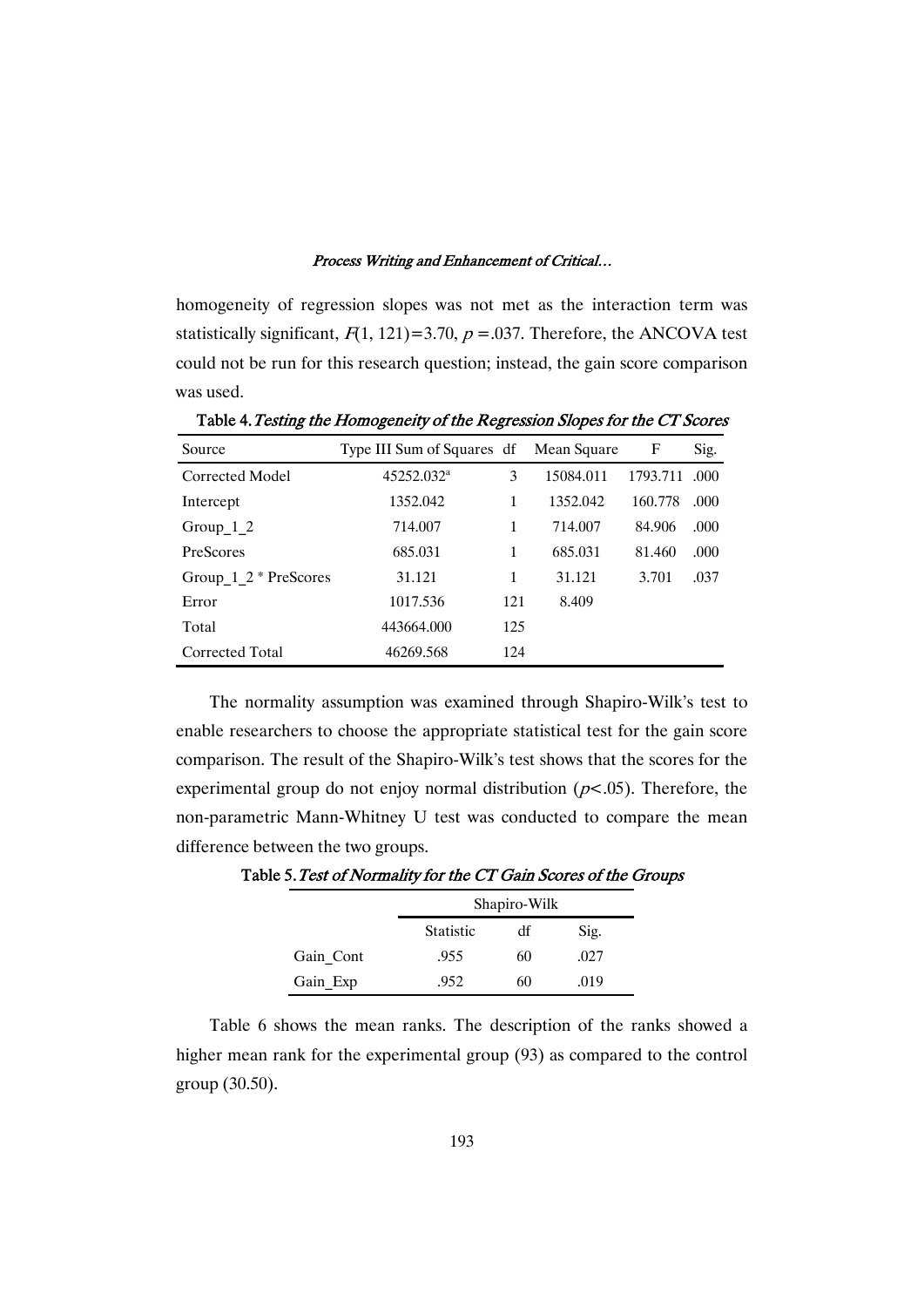homogeneity of regression slopes was not met as the interaction term was statistically significant, $F(1, 121)=3.70$, $p=.037$. Therefore, the ANCOVA test could not be run for this research question; instead, the gain score comparison was used.

**Table 4.** *Testing the Homogeneity of the Regression Slopes for the CT Scores*

| Source | Type III Sum of Squares | df | Mean Square | F | Sig. |
|---|---|---|---|---|---|
| Corrected Model | 45252.032[a] | 3 | 15084.011 | 1793.711 | .000 |
| Intercept | 1352.042 | 1 | 1352.042 | 160.778 | .000 |
| Group_1_2 | 714.007 | 1 | 714.007 | 84.906 | .000 |
| PreScores | 685.031 | 1 | 685.031 | 81.460 | .000 |
| Group_1_2 * PreScores | 31.121 | 1 | 31.121 | 3.701 | .037 |
| Error | 1017.536 | 121 | 8.409 | | |
| Total | 443664.000 | 125 | | | |
| Corrected Total | 46269.568 | 124 | | | |

The normality assumption was examined through Shapiro-Wilk's test to enable researchers to choose the appropriate statistical test for the gain score comparison. The result of the Shapiro-Wilk's test shows that the scores for the experimental group do not enjoy normal distribution ($p<.05$). Therefore, the non-parametric Mann-Whitney U test was conducted to compare the mean difference between the two groups.

**Table 5.** *Test of Normality for the CT Gain Scores of the Groups*

| | Shapiro-Wilk | | |
|---|---|---|---|
| | Statistic | df | Sig. |
| Gain_Cont | .955 | 60 | .027 |
| Gain_Exp | .952 | 60 | .019 |

Table 6 shows the mean ranks. The description of the ranks showed a higher mean rank for the experimental group (93) as compared to the control group (30.50).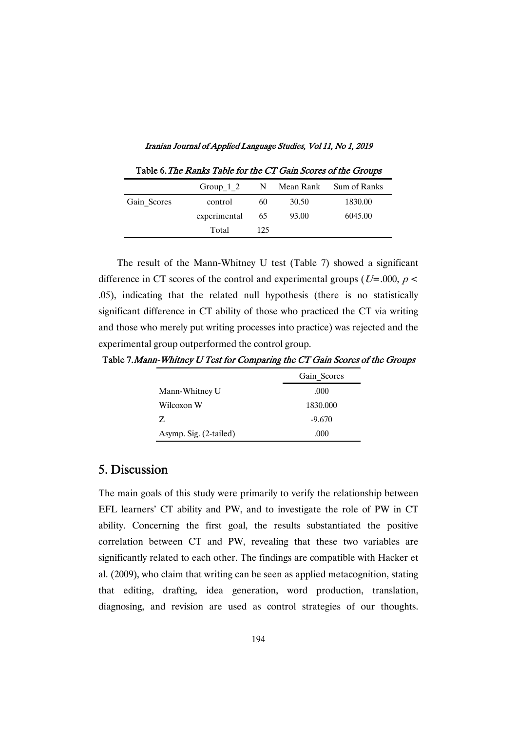Table 6. *The Ranks Table for the CT Gain Scores of the Groups*

| | Group_1_2 | N | Mean Rank | Sum of Ranks |
|---|---|---|---|---|
| Gain_Scores | control | 60 | 30.50 | 1830.00 |
| | experimental | 65 | 93.00 | 6045.00 |
| | Total | 125 | | |

The result of the Mann-Whitney U test (Table 7) showed a significant difference in CT scores of the control and experimental groups ($U$=.000, $p <$ .05), indicating that the related null hypothesis (there is no statistically significant difference in CT ability of those who practiced the CT via writing and those who merely put writing processes into practice) was rejected and the experimental group outperformed the control group.

Table 7. *Mann-Whitney U Test for Comparing the CT Gain Scores of the Groups*

| | Gain_Scores |
|---|---|
| Mann-Whitney U | .000 |
| Wilcoxon W | 1830.000 |
| Z | -9.670 |
| Asymp. Sig. (2-tailed) | .000 |

## 5. Discussion

The main goals of this study were primarily to verify the relationship between EFL learners' CT ability and PW, and to investigate the role of PW in CT ability. Concerning the first goal, the results substantiated the positive correlation between CT and PW, revealing that these two variables are significantly related to each other. The findings are compatible with Hacker et al. (2009), who claim that writing can be seen as applied metacognition, stating that editing, drafting, idea generation, word production, translation, diagnosing, and revision are used as control strategies of our thoughts.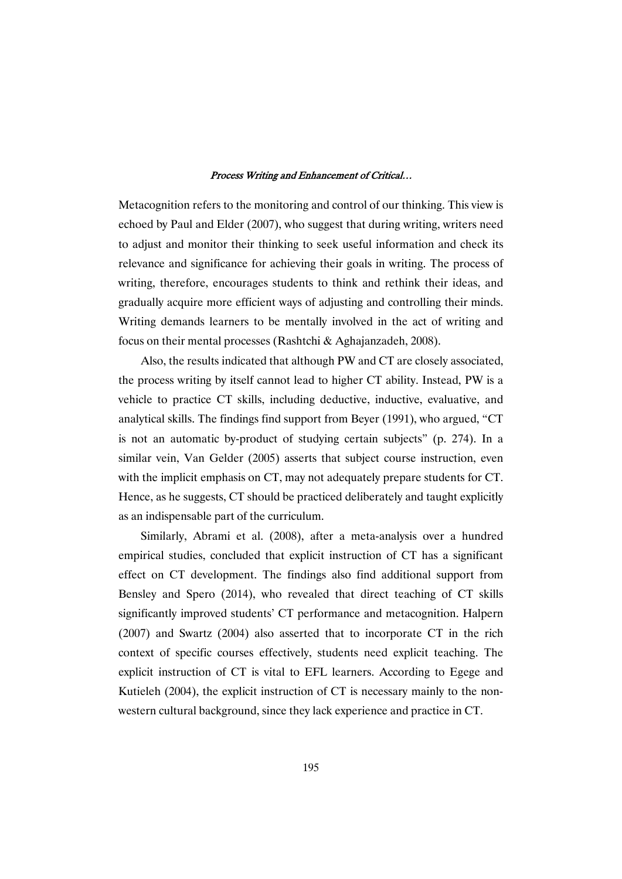Metacognition refers to the monitoring and control of our thinking. This view is echoed by Paul and Elder (2007), who suggest that during writing, writers need to adjust and monitor their thinking to seek useful information and check its relevance and significance for achieving their goals in writing. The process of writing, therefore, encourages students to think and rethink their ideas, and gradually acquire more efficient ways of adjusting and controlling their minds. Writing demands learners to be mentally involved in the act of writing and focus on their mental processes (Rashtchi & Aghajanzadeh, 2008).

Also, the results indicated that although PW and CT are closely associated, the process writing by itself cannot lead to higher CT ability. Instead, PW is a vehicle to practice CT skills, including deductive, inductive, evaluative, and analytical skills. The findings find support from Beyer (1991), who argued, "CT is not an automatic by-product of studying certain subjects" (p. 274). In a similar vein, Van Gelder (2005) asserts that subject course instruction, even with the implicit emphasis on CT, may not adequately prepare students for CT. Hence, as he suggests, CT should be practiced deliberately and taught explicitly as an indispensable part of the curriculum.

Similarly, Abrami et al. (2008), after a meta-analysis over a hundred empirical studies, concluded that explicit instruction of CT has a significant effect on CT development. The findings also find additional support from Bensley and Spero (2014), who revealed that direct teaching of CT skills significantly improved students' CT performance and metacognition. Halpern (2007) and Swartz (2004) also asserted that to incorporate CT in the rich context of specific courses effectively, students need explicit teaching. The explicit instruction of CT is vital to EFL learners. According to Egege and Kutieleh (2004), the explicit instruction of CT is necessary mainly to the non-western cultural background, since they lack experience and practice in CT.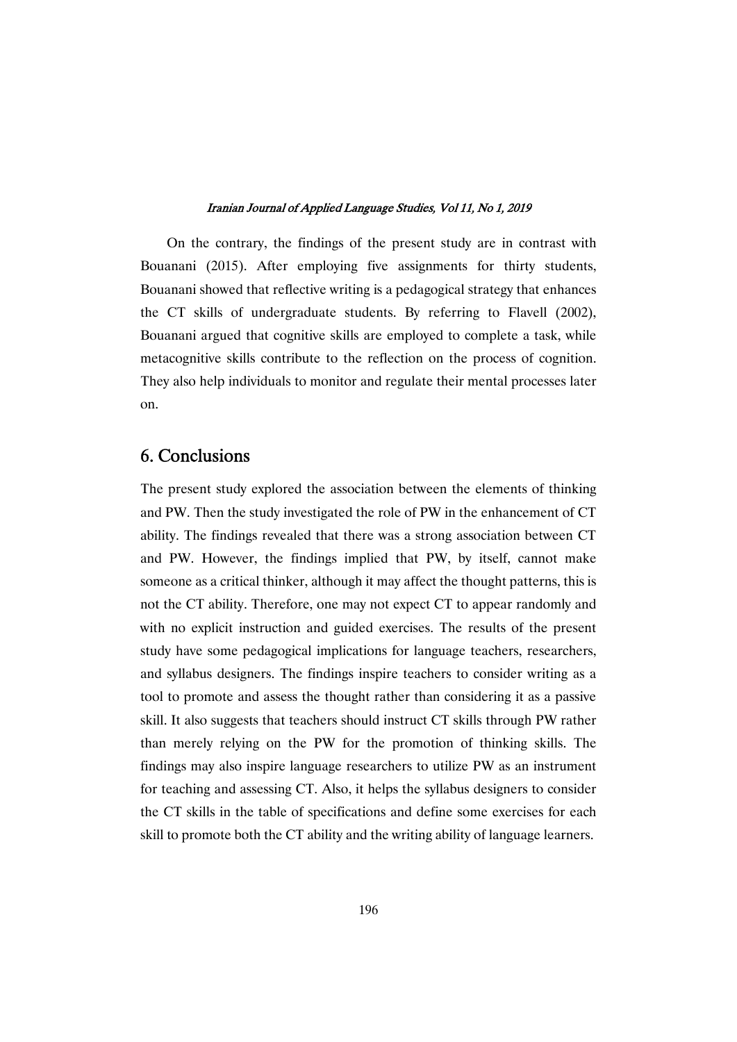On the contrary, the findings of the present study are in contrast with Bouanani (2015). After employing five assignments for thirty students, Bouanani showed that reflective writing is a pedagogical strategy that enhances the CT skills of undergraduate students. By referring to Flavell (2002), Bouanani argued that cognitive skills are employed to complete a task, while metacognitive skills contribute to the reflection on the process of cognition. They also help individuals to monitor and regulate their mental processes later on.

## 6. Conclusions

The present study explored the association between the elements of thinking and PW. Then the study investigated the role of PW in the enhancement of CT ability. The findings revealed that there was a strong association between CT and PW. However, the findings implied that PW, by itself, cannot make someone as a critical thinker, although it may affect the thought patterns, this is not the CT ability. Therefore, one may not expect CT to appear randomly and with no explicit instruction and guided exercises. The results of the present study have some pedagogical implications for language teachers, researchers, and syllabus designers. The findings inspire teachers to consider writing as a tool to promote and assess the thought rather than considering it as a passive skill. It also suggests that teachers should instruct CT skills through PW rather than merely relying on the PW for the promotion of thinking skills. The findings may also inspire language researchers to utilize PW as an instrument for teaching and assessing CT. Also, it helps the syllabus designers to consider the CT skills in the table of specifications and define some exercises for each skill to promote both the CT ability and the writing ability of language learners.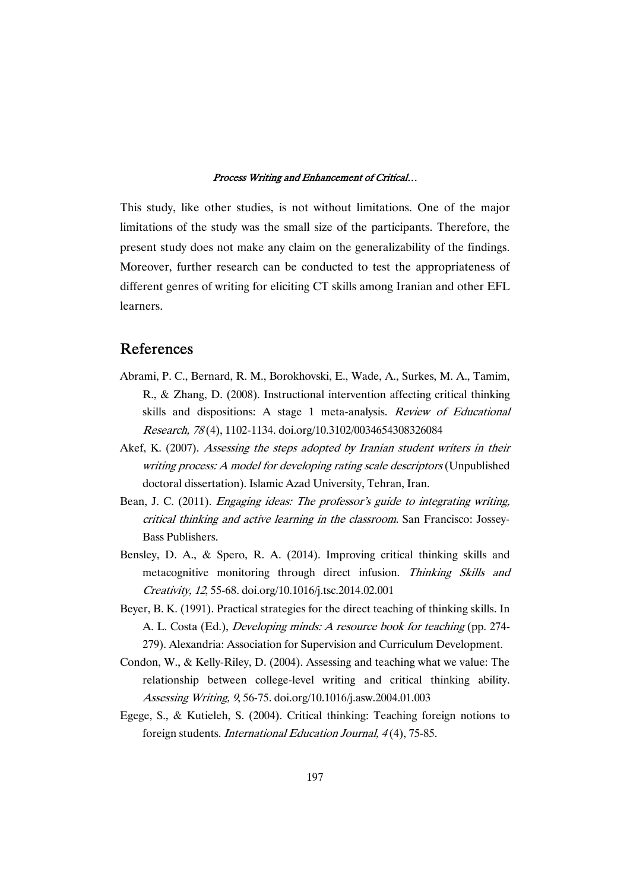This study, like other studies, is not without limitations. One of the major limitations of the study was the small size of the participants. Therefore, the present study does not make any claim on the generalizability of the findings. Moreover, further research can be conducted to test the appropriateness of different genres of writing for eliciting CT skills among Iranian and other EFL learners.

## References

Abrami, P. C., Bernard, R. M., Borokhovski, E., Wade, A., Surkes, M. A., Tamim, R., & Zhang, D. (2008). Instructional intervention affecting critical thinking skills and dispositions: A stage 1 meta-analysis. *Review of Educational Research, 78* (4), 1102-1134. doi.org/10.3102/0034654308326084

Akef, K. (2007). *Assessing the steps adopted by Iranian student writers in their writing process: A model for developing rating scale descriptors* (Unpublished doctoral dissertation). Islamic Azad University, Tehran, Iran.

Bean, J. C. (2011). *Engaging ideas: The professor's guide to integrating writing, critical thinking and active learning in the classroom*. San Francisco: Jossey-Bass Publishers.

Bensley, D. A., & Spero, R. A. (2014). Improving critical thinking skills and metacognitive monitoring through direct infusion. *Thinking Skills and Creativity, 12*, 55-68. doi.org/10.1016/j.tsc.2014.02.001

Beyer, B. K. (1991). Practical strategies for the direct teaching of thinking skills. In A. L. Costa (Ed.), *Developing minds: A resource book for teaching* (pp. 274-279). Alexandria: Association for Supervision and Curriculum Development.

Condon, W., & Kelly-Riley, D. (2004). Assessing and teaching what we value: The relationship between college-level writing and critical thinking ability. *Assessing Writing, 9*, 56-75. doi.org/10.1016/j.asw.2004.01.003

Egege, S., & Kutieleh, S. (2004). Critical thinking: Teaching foreign notions to foreign students. *International Education Journal, 4* (4), 75-85.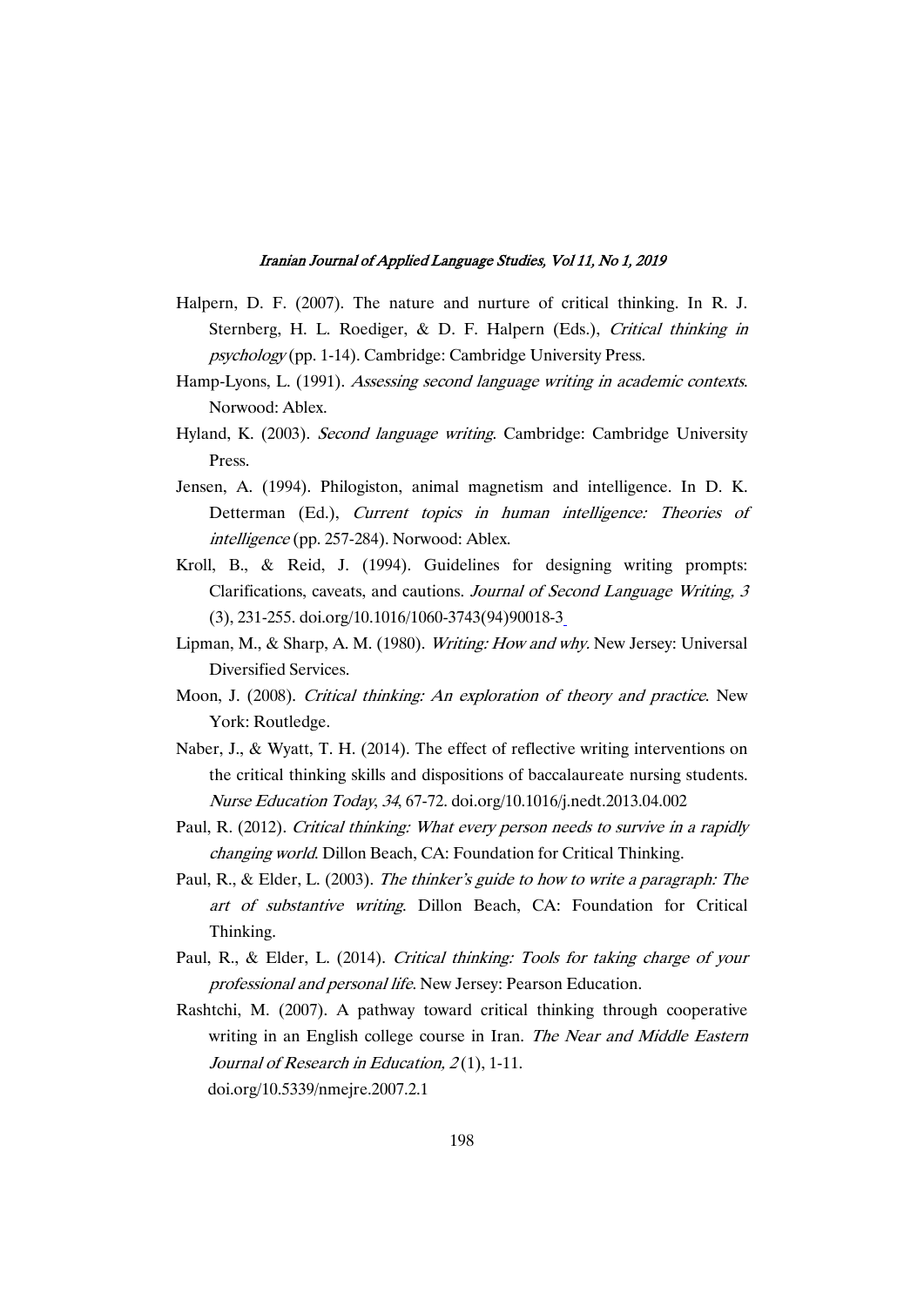Halpern, D. F. (2007). The nature and nurture of critical thinking. In R. J. Sternberg, H. L. Roediger, & D. F. Halpern (Eds.), *Critical thinking in psychology* (pp. 1-14). Cambridge: Cambridge University Press.

Hamp-Lyons, L. (1991). *Assessing second language writing in academic contexts*. Norwood: Ablex.

Hyland, K. (2003). *Second language writing*. Cambridge: Cambridge University Press.

Jensen, A. (1994). Philogiston, animal magnetism and intelligence. In D. K. Detterman (Ed.), *Current topics in human intelligence: Theories of intelligence* (pp. 257-284). Norwood: Ablex.

Kroll, B., & Reid, J. (1994). Guidelines for designing writing prompts: Clarifications, caveats, and cautions. *Journal of Second Language Writing, 3* (3), 231-255. doi.org/10.1016/1060-3743(94)90018-3

Lipman, M., & Sharp, A. M. (1980). *Writing: How and why*. New Jersey: Universal Diversified Services.

Moon, J. (2008). *Critical thinking: An exploration of theory and practice*. New York: Routledge.

Naber, J., & Wyatt, T. H. (2014). The effect of reflective writing interventions on the critical thinking skills and dispositions of baccalaureate nursing students. *Nurse Education Today*, *34*, 67-72. doi.org/10.1016/j.nedt.2013.04.002

Paul, R. (2012). *Critical thinking: What every person needs to survive in a rapidly changing world*. Dillon Beach, CA: Foundation for Critical Thinking.

Paul, R., & Elder, L. (2003). *The thinker's guide to how to write a paragraph: The art of substantive writing*. Dillon Beach, CA: Foundation for Critical Thinking.

Paul, R., & Elder, L. (2014). *Critical thinking: Tools for taking charge of your professional and personal life*. New Jersey: Pearson Education.

Rashtchi, M. (2007). A pathway toward critical thinking through cooperative writing in an English college course in Iran. *The Near and Middle Eastern Journal of Research in Education, 2* (1), 1-11. doi.org/10.5339/nmejre.2007.2.1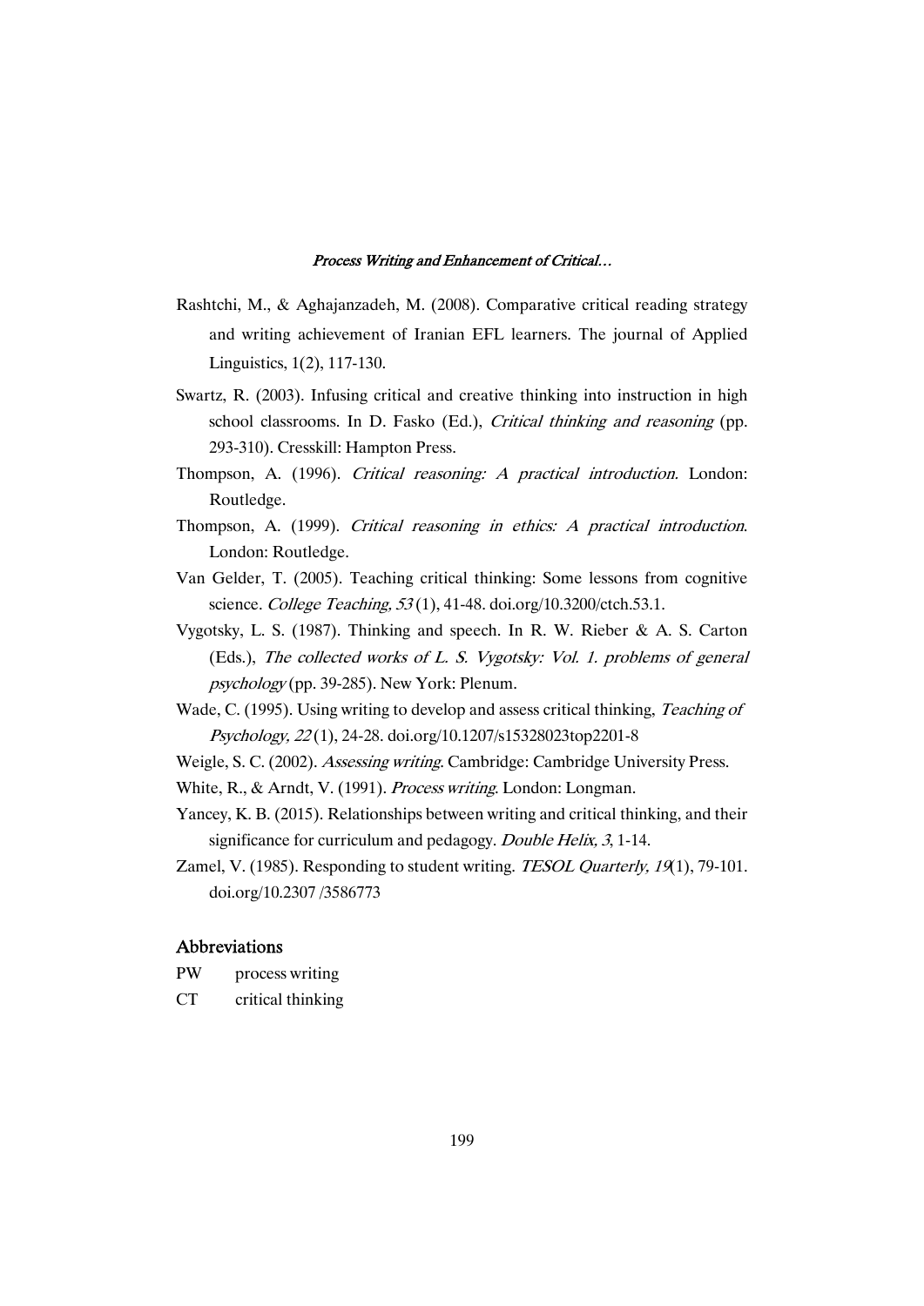Rashtchi, M., & Aghajanzadeh, M. (2008). Comparative critical reading strategy and writing achievement of Iranian EFL learners. The journal of Applied Linguistics, 1(2), 117-130.

Swartz, R. (2003). Infusing critical and creative thinking into instruction in high school classrooms. In D. Fasko (Ed.), *Critical thinking and reasoning* (pp. 293-310). Cresskill: Hampton Press.

Thompson, A. (1996). *Critical reasoning: A practical introduction.* London: Routledge.

Thompson, A. (1999). *Critical reasoning in ethics: A practical introduction*. London: Routledge.

Van Gelder, T. (2005). Teaching critical thinking: Some lessons from cognitive science. *College Teaching, 53* (1), 41-48. doi.org/10.3200/ctch.53.1.

Vygotsky, L. S. (1987). Thinking and speech. In R. W. Rieber & A. S. Carton (Eds.), *The collected works of L. S. Vygotsky: Vol. 1. problems of general psychology* (pp. 39-285). New York: Plenum.

Wade, C. (1995). Using writing to develop and assess critical thinking, *Teaching of Psychology, 22* (1), 24-28. doi.org/10.1207/s15328023top2201-8

Weigle, S. C. (2002). *Assessing writing*. Cambridge: Cambridge University Press.

White, R., & Arndt, V. (1991). *Process writing*. London: Longman.

Yancey, K. B. (2015). Relationships between writing and critical thinking, and their significance for curriculum and pedagogy. *Double Helix, 3*, 1-14.

Zamel, V. (1985). Responding to student writing. *TESOL Quarterly, 19*(1), 79-101. doi.org/10.2307 /3586773

## Abbreviations

PW process writing

CT critical thinking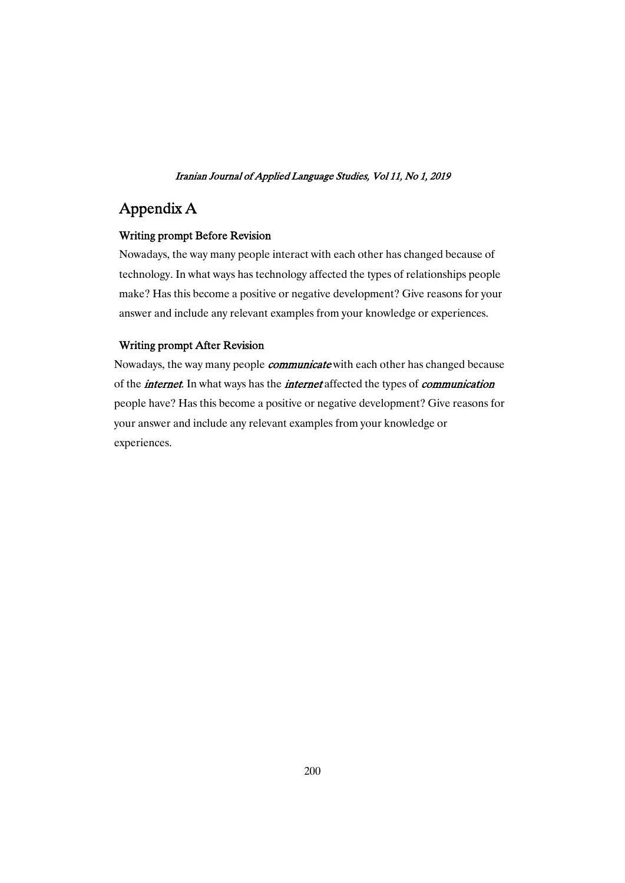# Appendix A

### Writing prompt Before Revision

Nowadays, the way many people interact with each other has changed because of technology. In what ways has technology affected the types of relationships people make? Has this become a positive or negative development? Give reasons for your answer and include any relevant examples from your knowledge or experiences.

### Writing prompt After Revision

Nowadays, the way many people ***communicate*** with each other has changed because of the ***internet***. In what ways has the ***internet*** affected the types of ***communication*** people have? Has this become a positive or negative development? Give reasons for your answer and include any relevant examples from your knowledge or experiences.